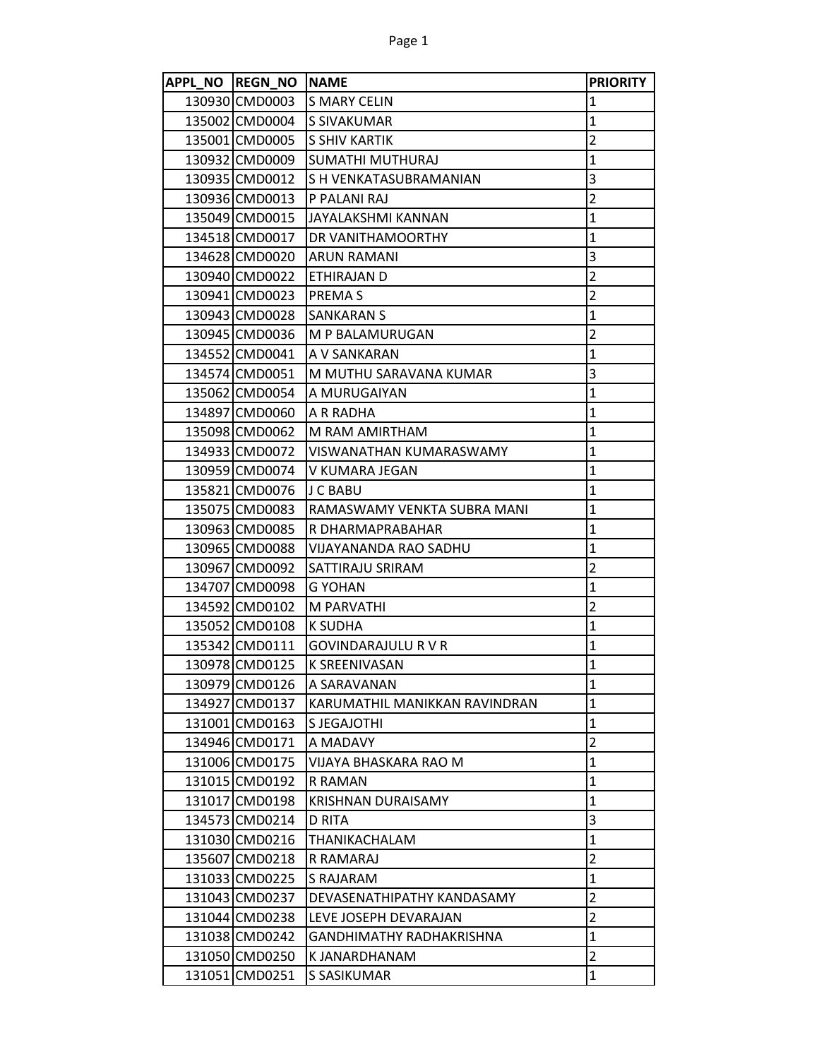| APPL_NO | REGN_NO | NAME | PRIORITY |
| --- | --- | --- | --- |
| 130930 | CMD0003 | S MARY CELIN | 1 |
| 135002 | CMD0004 | S SIVAKUMAR | 1 |
| 135001 | CMD0005 | S SHIV KARTIK | 2 |
| 130932 | CMD0009 | SUMATHI MUTHURAJ | 1 |
| 130935 | CMD0012 | S H VENKATASUBRAMANIAN | 3 |
| 130936 | CMD0013 | P PALANI RAJ | 2 |
| 135049 | CMD0015 | JAYALAKSHMI KANNAN | 1 |
| 134518 | CMD0017 | DR VANITHAMOORTHY | 1 |
| 134628 | CMD0020 | ARUN RAMANI | 3 |
| 130940 | CMD0022 | ETHIRAJAN D | 2 |
| 130941 | CMD0023 | PREMA S | 2 |
| 130943 | CMD0028 | SANKARAN S | 1 |
| 130945 | CMD0036 | M P BALAMURUGAN | 2 |
| 134552 | CMD0041 | A V SANKARAN | 1 |
| 134574 | CMD0051 | M MUTHU SARAVANA KUMAR | 3 |
| 135062 | CMD0054 | A MURUGAIYAN | 1 |
| 134897 | CMD0060 | A R RADHA | 1 |
| 135098 | CMD0062 | M RAM AMIRTHAM | 1 |
| 134933 | CMD0072 | VISWANATHAN KUMARASWAMY | 1 |
| 130959 | CMD0074 | V KUMARA JEGAN | 1 |
| 135821 | CMD0076 | J C BABU | 1 |
| 135075 | CMD0083 | RAMASWAMY VENKTA SUBRA MANI | 1 |
| 130963 | CMD0085 | R DHARMAPRABAHAR | 1 |
| 130965 | CMD0088 | VIJAYANANDA RAO SADHU | 1 |
| 130967 | CMD0092 | SATTIRAJU SRIRAM | 2 |
| 134707 | CMD0098 | G YOHAN | 1 |
| 134592 | CMD0102 | M PARVATHI | 2 |
| 135052 | CMD0108 | K SUDHA | 1 |
| 135342 | CMD0111 | GOVINDARAJULU R V R | 1 |
| 130978 | CMD0125 | K SREENIVASAN | 1 |
| 130979 | CMD0126 | A SARAVANAN | 1 |
| 134927 | CMD0137 | KARUMATHIL MANIKKAN RAVINDRAN | 1 |
| 131001 | CMD0163 | S JEGAJOTHI | 1 |
| 134946 | CMD0171 | A MADAVY | 2 |
| 131006 | CMD0175 | VIJAYA BHASKARA RAO M | 1 |
| 131015 | CMD0192 | R RAMAN | 1 |
| 131017 | CMD0198 | KRISHNAN DURAISAMY | 1 |
| 134573 | CMD0214 | D RITA | 3 |
| 131030 | CMD0216 | THANIKACHALAM | 1 |
| 135607 | CMD0218 | R RAMARAJ | 2 |
| 131033 | CMD0225 | S RAJARAM | 1 |
| 131043 | CMD0237 | DEVASENATHIPATHY KANDASAMY | 2 |
| 131044 | CMD0238 | LEVE JOSEPH DEVARAJAN | 2 |
| 131038 | CMD0242 | GANDHIMATHY RADHAKRISHNA | 1 |
| 131050 | CMD0250 | K JANARDHANAM | 2 |
| 131051 | CMD0251 | S SASIKUMAR | 1 |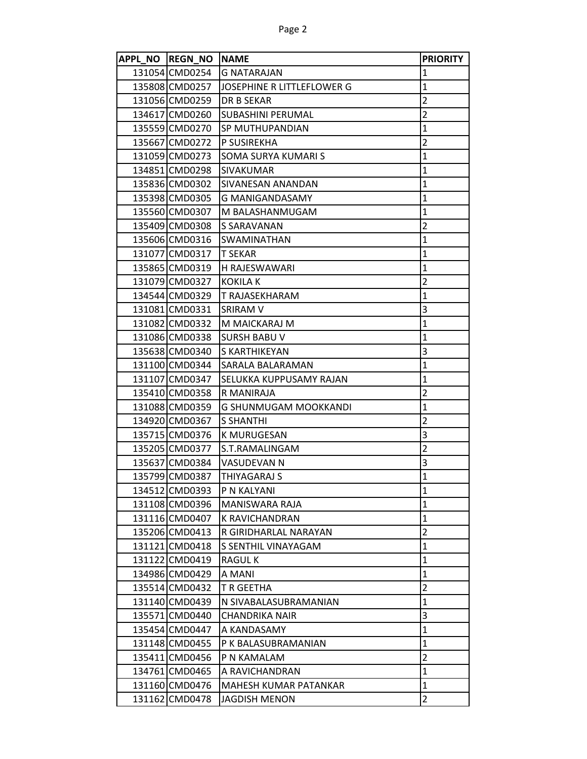| APPL_NO | REGN_NO | NAME | PRIORITY |
|---|---|---|---|
| 131054 | CMD0254 | G NATARAJAN | 1 |
| 135808 | CMD0257 | JOSEPHINE R LITTLEFLOWER G | 1 |
| 131056 | CMD0259 | DR B SEKAR | 2 |
| 134617 | CMD0260 | SUBASHINI PERUMAL | 2 |
| 135559 | CMD0270 | SP MUTHUPANDIAN | 1 |
| 135667 | CMD0272 | P SUSIREKHA | 2 |
| 131059 | CMD0273 | SOMA SURYA KUMARI S | 1 |
| 134851 | CMD0298 | SIVAKUMAR | 1 |
| 135836 | CMD0302 | SIVANESAN ANANDAN | 1 |
| 135398 | CMD0305 | G MANIGANDASAMY | 1 |
| 135560 | CMD0307 | M BALASHANMUGAM | 1 |
| 135409 | CMD0308 | S SARAVANAN | 2 |
| 135606 | CMD0316 | SWAMINATHAN | 1 |
| 131077 | CMD0317 | T SEKAR | 1 |
| 135865 | CMD0319 | H RAJESWAWARI | 1 |
| 131079 | CMD0327 | KOKILA K | 2 |
| 134544 | CMD0329 | T RAJASEKHARAM | 1 |
| 131081 | CMD0331 | SRIRAM V | 3 |
| 131082 | CMD0332 | M MAICKARAJ M | 1 |
| 131086 | CMD0338 | SURSH BABU V | 1 |
| 135638 | CMD0340 | S KARTHIKEYAN | 3 |
| 131100 | CMD0344 | SARALA BALARAMAN | 1 |
| 131107 | CMD0347 | SELUKKA KUPPUSAMY RAJAN | 1 |
| 135410 | CMD0358 | R MANIRAJA | 2 |
| 131088 | CMD0359 | G SHUNMUGAM MOOKKANDI | 1 |
| 134920 | CMD0367 | S SHANTHI | 2 |
| 135715 | CMD0376 | K MURUGESAN | 3 |
| 135205 | CMD0377 | S.T.RAMALINGAM | 2 |
| 135637 | CMD0384 | VASUDEVAN N | 3 |
| 135799 | CMD0387 | THIYAGARAJ S | 1 |
| 134512 | CMD0393 | P N KALYANI | 1 |
| 131108 | CMD0396 | MANISWARA RAJA | 1 |
| 131116 | CMD0407 | K RAVICHANDRAN | 1 |
| 135206 | CMD0413 | R GIRIDHARLAL NARAYAN | 2 |
| 131121 | CMD0418 | S SENTHIL VINAYAGAM | 1 |
| 131122 | CMD0419 | RAGUL K | 1 |
| 134986 | CMD0429 | A MANI | 1 |
| 135514 | CMD0432 | T R GEETHA | 2 |
| 131140 | CMD0439 | N SIVABALASUBRAMANIAN | 1 |
| 135571 | CMD0440 | CHANDRIKA NAIR | 3 |
| 135454 | CMD0447 | A KANDASAMY | 1 |
| 131148 | CMD0455 | P K BALASUBRAMANIAN | 1 |
| 135411 | CMD0456 | P N KAMALAM | 2 |
| 134761 | CMD0465 | A RAVICHANDRAN | 1 |
| 131160 | CMD0476 | MAHESH KUMAR PATANKAR | 1 |
| 131162 | CMD0478 | JAGDISH MENON | 2 |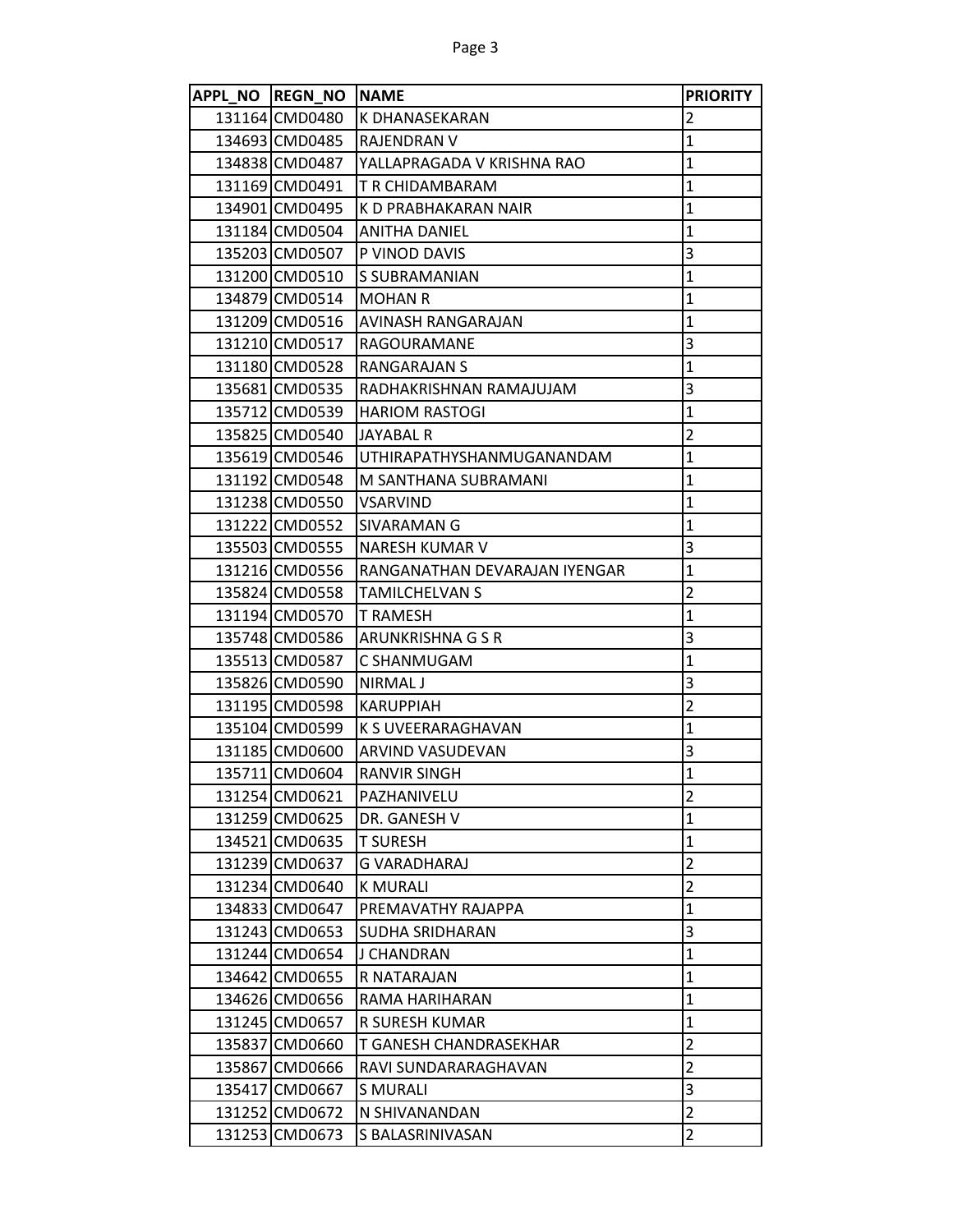| APPL_NO | REGN_NO | NAME | PRIORITY |
|---|---|---|---|
| 131164 | CMD0480 | K DHANASEKARAN | 2 |
| 134693 | CMD0485 | RAJENDRAN V | 1 |
| 134838 | CMD0487 | YALLAPRAGADA V KRISHNA RAO | 1 |
| 131169 | CMD0491 | T R CHIDAMBARAM | 1 |
| 134901 | CMD0495 | K D PRABHAKARAN NAIR | 1 |
| 131184 | CMD0504 | ANITHA DANIEL | 1 |
| 135203 | CMD0507 | P VINOD DAVIS | 3 |
| 131200 | CMD0510 | S SUBRAMANIAN | 1 |
| 134879 | CMD0514 | MOHAN R | 1 |
| 131209 | CMD0516 | AVINASH RANGARAJAN | 1 |
| 131210 | CMD0517 | RAGOURAMANE | 3 |
| 131180 | CMD0528 | RANGARAJAN S | 1 |
| 135681 | CMD0535 | RADHAKRISHNAN RAMAJUJAM | 3 |
| 135712 | CMD0539 | HARIOM RASTOGI | 1 |
| 135825 | CMD0540 | JAYABAL R | 2 |
| 135619 | CMD0546 | UTHIRAPATHYSHANMUGANANDAM | 1 |
| 131192 | CMD0548 | M SANTHANA SUBRAMANI | 1 |
| 131238 | CMD0550 | VSARVIND | 1 |
| 131222 | CMD0552 | SIVARAMAN G | 1 |
| 135503 | CMD0555 | NARESH KUMAR V | 3 |
| 131216 | CMD0556 | RANGANATHAN DEVARAJAN IYENGAR | 1 |
| 135824 | CMD0558 | TAMILCHELVAN S | 2 |
| 131194 | CMD0570 | T RAMESH | 1 |
| 135748 | CMD0586 | ARUNKRISHNA G S R | 3 |
| 135513 | CMD0587 | C SHANMUGAM | 1 |
| 135826 | CMD0590 | NIRMAL J | 3 |
| 131195 | CMD0598 | KARUPPIAH | 2 |
| 135104 | CMD0599 | K S UVEERARAGHAVAN | 1 |
| 131185 | CMD0600 | ARVIND VASUDEVAN | 3 |
| 135711 | CMD0604 | RANVIR SINGH | 1 |
| 131254 | CMD0621 | PAZHANIVELU | 2 |
| 131259 | CMD0625 | DR. GANESH V | 1 |
| 134521 | CMD0635 | T SURESH | 1 |
| 131239 | CMD0637 | G VARADHARAJ | 2 |
| 131234 | CMD0640 | K MURALI | 2 |
| 134833 | CMD0647 | PREMAVATHY RAJAPPA | 1 |
| 131243 | CMD0653 | SUDHA SRIDHARAN | 3 |
| 131244 | CMD0654 | J CHANDRAN | 1 |
| 134642 | CMD0655 | R NATARAJAN | 1 |
| 134626 | CMD0656 | RAMA HARIHARAN | 1 |
| 131245 | CMD0657 | R SURESH KUMAR | 1 |
| 135837 | CMD0660 | T GANESH CHANDRASEKHAR | 2 |
| 135867 | CMD0666 | RAVI SUNDARARAGHAVAN | 2 |
| 135417 | CMD0667 | S MURALI | 3 |
| 131252 | CMD0672 | N SHIVANANDAN | 2 |
| 131253 | CMD0673 | S BALASRINIVASAN | 2 |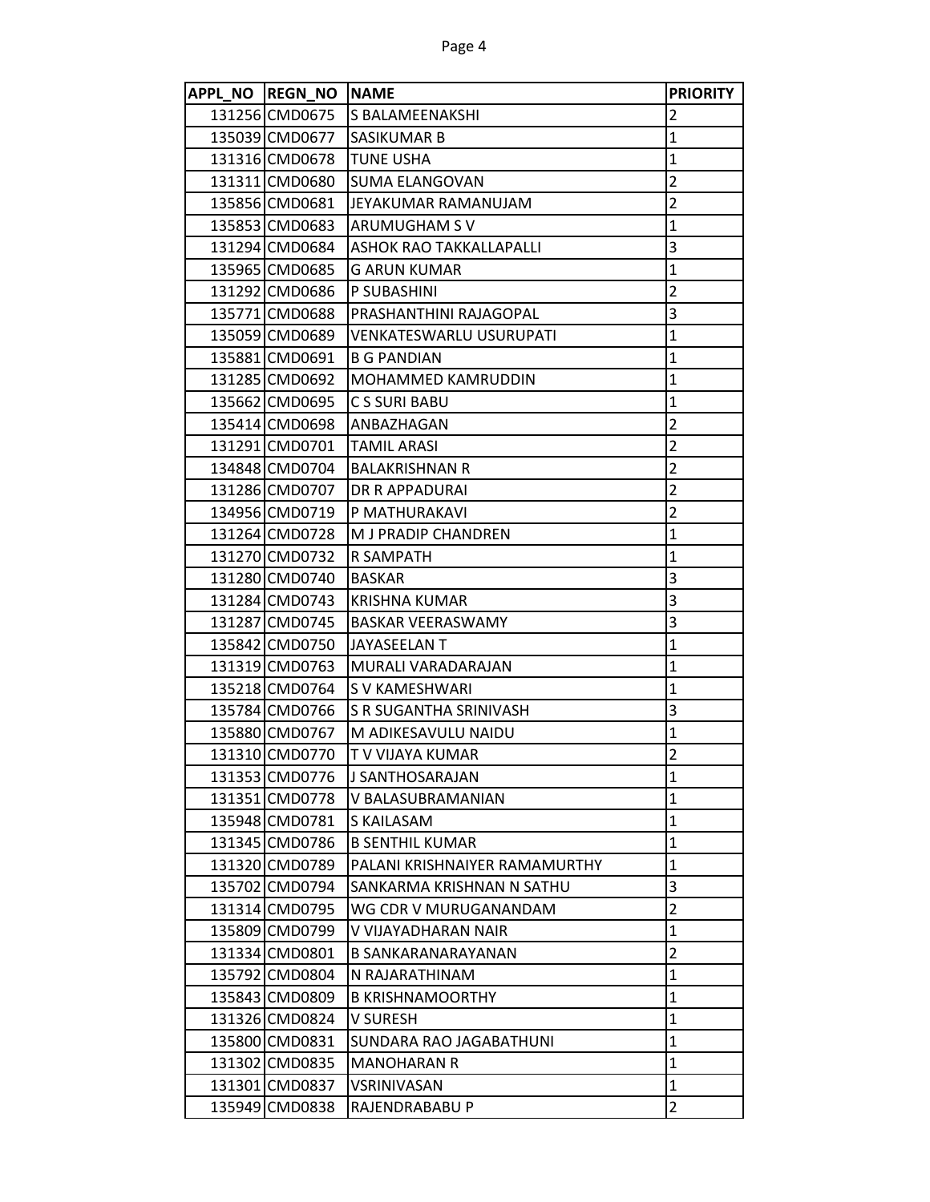| APPL_NO | REGN_NO | NAME | PRIORITY |
|---|---|---|---|
| 131256 | CMD0675 | S BALAMEENAKSHI | 2 |
| 135039 | CMD0677 | SASIKUMAR B | 1 |
| 131316 | CMD0678 | TUNE USHA | 1 |
| 131311 | CMD0680 | SUMA ELANGOVAN | 2 |
| 135856 | CMD0681 | JEYAKUMAR RAMANUJAM | 2 |
| 135853 | CMD0683 | ARUMUGHAM S V | 1 |
| 131294 | CMD0684 | ASHOK RAO TAKKALLAPALLI | 3 |
| 135965 | CMD0685 | G ARUN KUMAR | 1 |
| 131292 | CMD0686 | P SUBASHINI | 2 |
| 135771 | CMD0688 | PRASHANTHINI RAJAGOPAL | 3 |
| 135059 | CMD0689 | VENKATESWARLU USURUPATI | 1 |
| 135881 | CMD0691 | B G PANDIAN | 1 |
| 131285 | CMD0692 | MOHAMMED KAMRUDDIN | 1 |
| 135662 | CMD0695 | C S SURI BABU | 1 |
| 135414 | CMD0698 | ANBAZHAGAN | 2 |
| 131291 | CMD0701 | TAMIL ARASI | 2 |
| 134848 | CMD0704 | BALAKRISHNAN R | 2 |
| 131286 | CMD0707 | DR R APPADURAI | 2 |
| 134956 | CMD0719 | P MATHURAKAVI | 2 |
| 131264 | CMD0728 | M J PRADIP CHANDREN | 1 |
| 131270 | CMD0732 | R SAMPATH | 1 |
| 131280 | CMD0740 | BASKAR | 3 |
| 131284 | CMD0743 | KRISHNA KUMAR | 3 |
| 131287 | CMD0745 | BASKAR VEERASWAMY | 3 |
| 135842 | CMD0750 | JAYASEELAN T | 1 |
| 131319 | CMD0763 | MURALI VARADARAJAN | 1 |
| 135218 | CMD0764 | S V KAMESHWARI | 1 |
| 135784 | CMD0766 | S R SUGANTHA SRINIVASH | 3 |
| 135880 | CMD0767 | M ADIKESAVULU NAIDU | 1 |
| 131310 | CMD0770 | T V VIJAYA KUMAR | 2 |
| 131353 | CMD0776 | J SANTHOSARAJAN | 1 |
| 131351 | CMD0778 | V BALASUBRAMANIAN | 1 |
| 135948 | CMD0781 | S KAILASAM | 1 |
| 131345 | CMD0786 | B SENTHIL KUMAR | 1 |
| 131320 | CMD0789 | PALANI KRISHNAIYER RAMAMURTHY | 1 |
| 135702 | CMD0794 | SANKARMA KRISHNAN N SATHU | 3 |
| 131314 | CMD0795 | WG CDR V MURUGANANDAM | 2 |
| 135809 | CMD0799 | V VIJAYADHARAN NAIR | 1 |
| 131334 | CMD0801 | B SANKARANARAYANAN | 2 |
| 135792 | CMD0804 | N RAJARATHINAM | 1 |
| 135843 | CMD0809 | B KRISHNAMOORTHY | 1 |
| 131326 | CMD0824 | V SURESH | 1 |
| 135800 | CMD0831 | SUNDARA RAO JAGABATHUNI | 1 |
| 131302 | CMD0835 | MANOHARAN R | 1 |
| 131301 | CMD0837 | VSRINIVASAN | 1 |
| 135949 | CMD0838 | RAJENDRABABU P | 2 |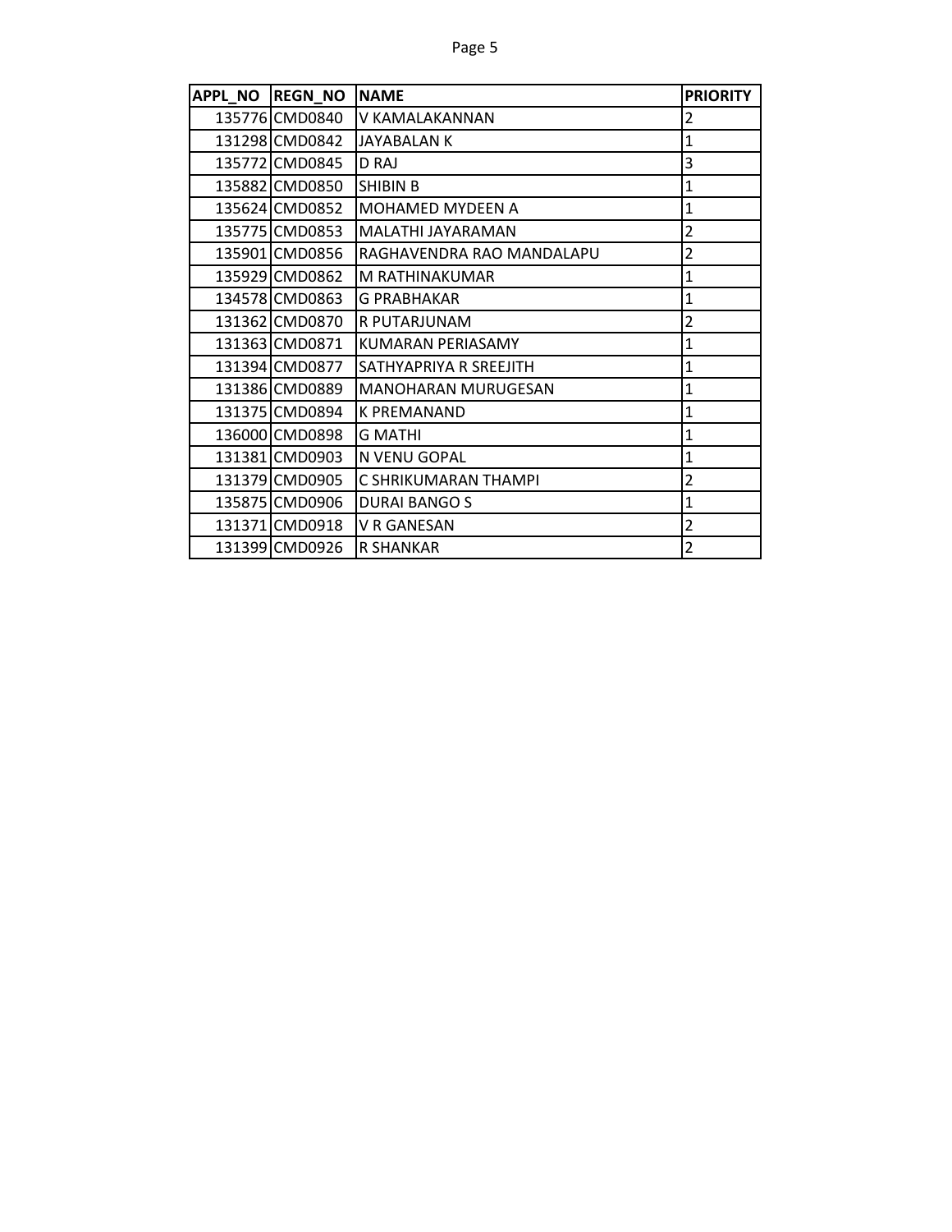| APPL_NO | REGN_NO | NAME | PRIORITY |
| --- | --- | --- | --- |
| 135776 | CMD0840 | V KAMALAKANNAN | 2 |
| 131298 | CMD0842 | JAYABALAN K | 1 |
| 135772 | CMD0845 | D RAJ | 3 |
| 135882 | CMD0850 | SHIBIN B | 1 |
| 135624 | CMD0852 | MOHAMED MYDEEN A | 1 |
| 135775 | CMD0853 | MALATHI JAYARAMAN | 2 |
| 135901 | CMD0856 | RAGHAVENDRA RAO MANDALAPU | 2 |
| 135929 | CMD0862 | M RATHINAKUMAR | 1 |
| 134578 | CMD0863 | G PRABHAKAR | 1 |
| 131362 | CMD0870 | R PUTARJUNAM | 2 |
| 131363 | CMD0871 | KUMARAN PERIASAMY | 1 |
| 131394 | CMD0877 | SATHYAPRIYA R SREEJITH | 1 |
| 131386 | CMD0889 | MANOHARAN MURUGESAN | 1 |
| 131375 | CMD0894 | K PREMANAND | 1 |
| 136000 | CMD0898 | G MATHI | 1 |
| 131381 | CMD0903 | N VENU GOPAL | 1 |
| 131379 | CMD0905 | C SHRIKUMARAN THAMPI | 2 |
| 135875 | CMD0906 | DURAI BANGO S | 1 |
| 131371 | CMD0918 | V R GANESAN | 2 |
| 131399 | CMD0926 | R SHANKAR | 2 |